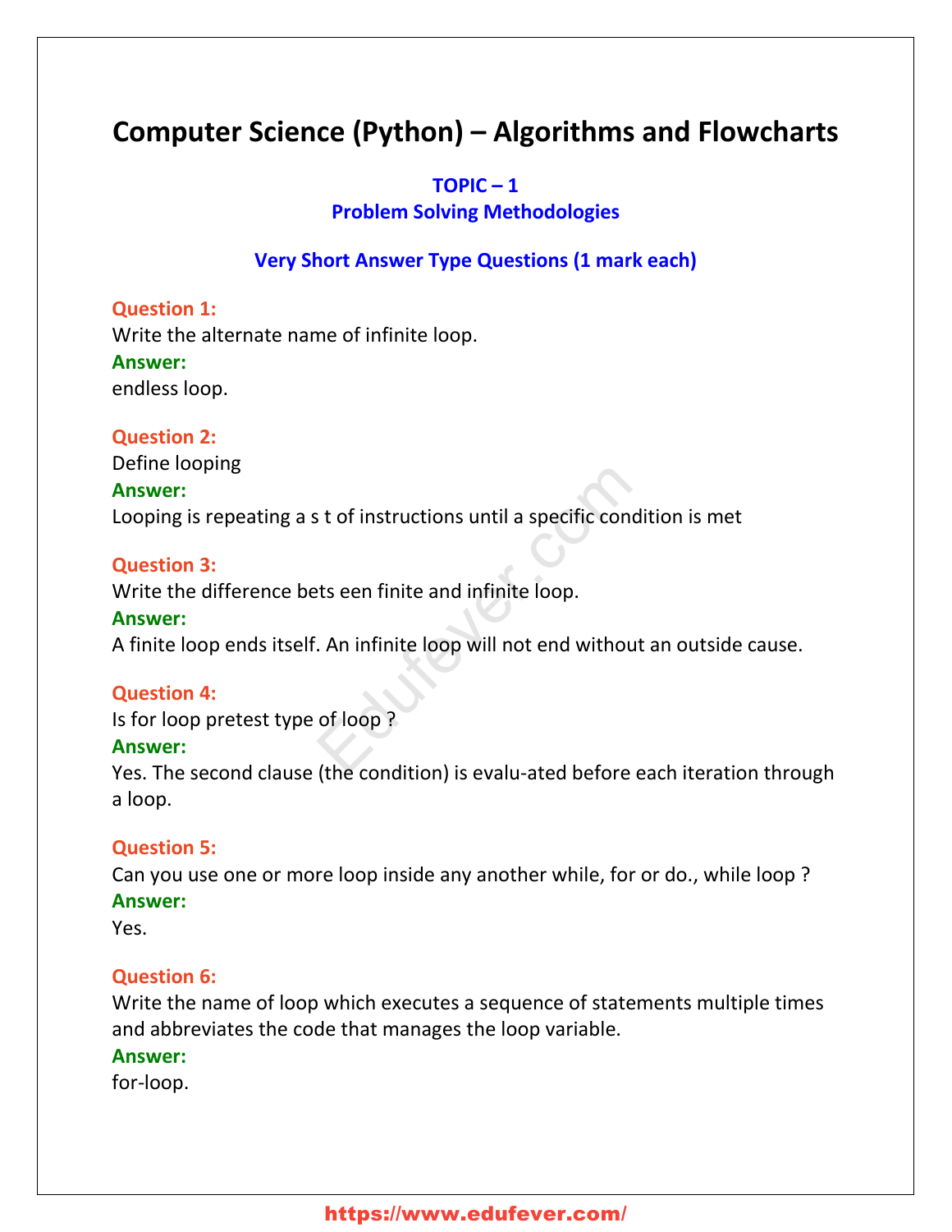# Computer Science (Python) – Algorithms and Flowcharts

## TOPIC – 1
## Problem Solving Methodologies

### Very Short Answer Type Questions (1 mark each)

**Question 1:**
Write the alternate name of infinite loop.
**Answer:**
endless loop.

**Question 2:**
Define looping
**Answer:**
Looping is repeating a s t of instructions until a specific condition is met

**Question 3:**
Write the difference bets een finite and infinite loop.
**Answer:**
A finite loop ends itself. An infinite loop will not end without an outside cause.

**Question 4:**
Is for loop pretest type of loop ?
**Answer:**
Yes. The second clause (the condition) is evalu-ated before each iteration through a loop.

**Question 5:**
Can you use one or more loop inside any another while, for or do., while loop ?
**Answer:**
Yes.

**Question 6:**
Write the name of loop which executes a sequence of statements multiple times and abbreviates the code that manages the loop variable.
**Answer:**
for-loop.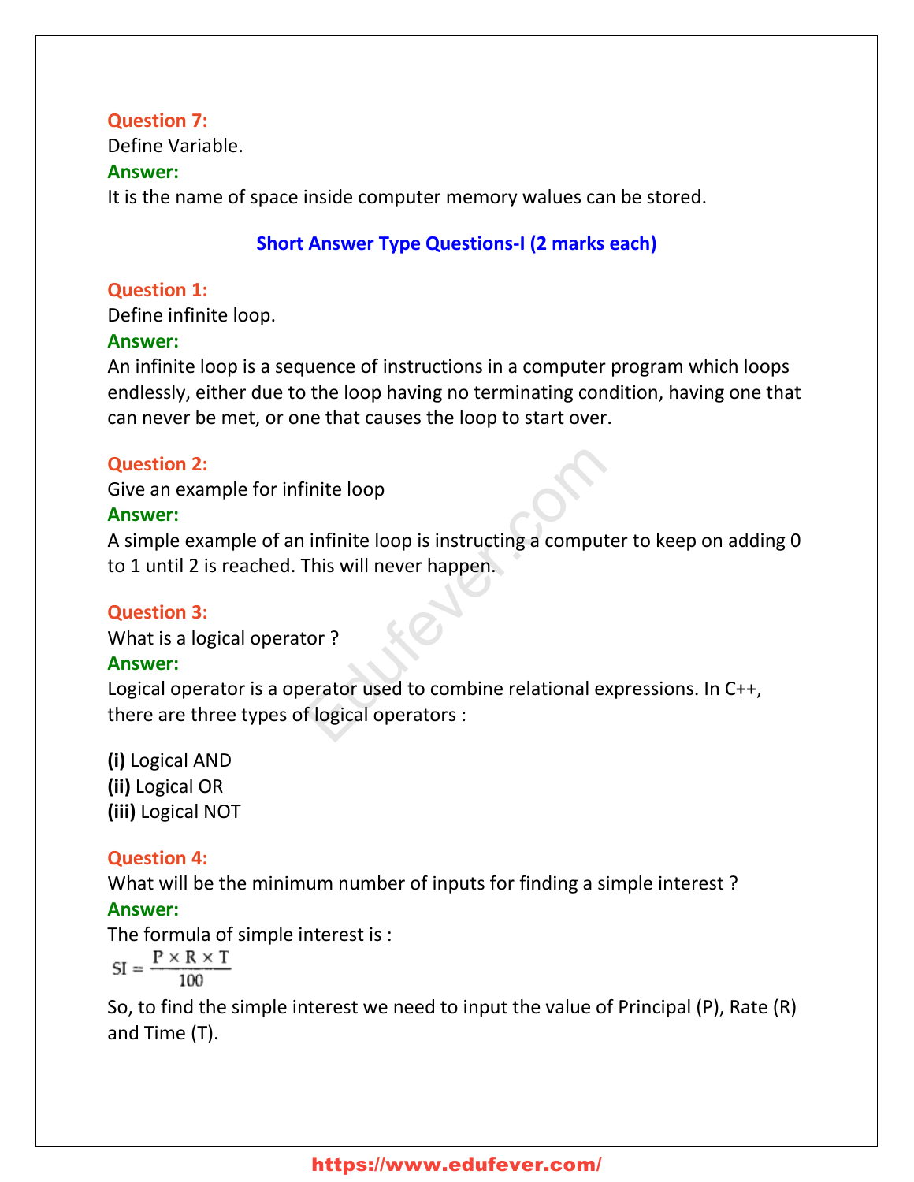**Question 7:**
Define Variable.
**Answer:**
It is the name of space inside computer memory walues can be stored.

## Short Answer Type Questions-I (2 marks each)

**Question 1:**
Define infinite loop.
**Answer:**
An infinite loop is a sequence of instructions in a computer program which loops endlessly, either due to the loop having no terminating condition, having one that can never be met, or one that causes the loop to start over.

**Question 2:**
Give an example for infinite loop
**Answer:**
A simple example of an infinite loop is instructing a computer to keep on adding 0 to 1 until 2 is reached. This will never happen.

**Question 3:**
What is a logical operator ?
**Answer:**
Logical operator is a operator used to combine relational expressions. In C++, there are three types of logical operators :

**(i)** Logical AND
**(ii)** Logical OR
**(iii)** Logical NOT

**Question 4:**
What will be the minimum number of inputs for finding a simple interest ?
**Answer:**
The formula of simple interest is :

$$SI = \frac{P \times R \times T}{100}$$

So, to find the simple interest we need to input the value of Principal (P), Rate (R) and Time (T).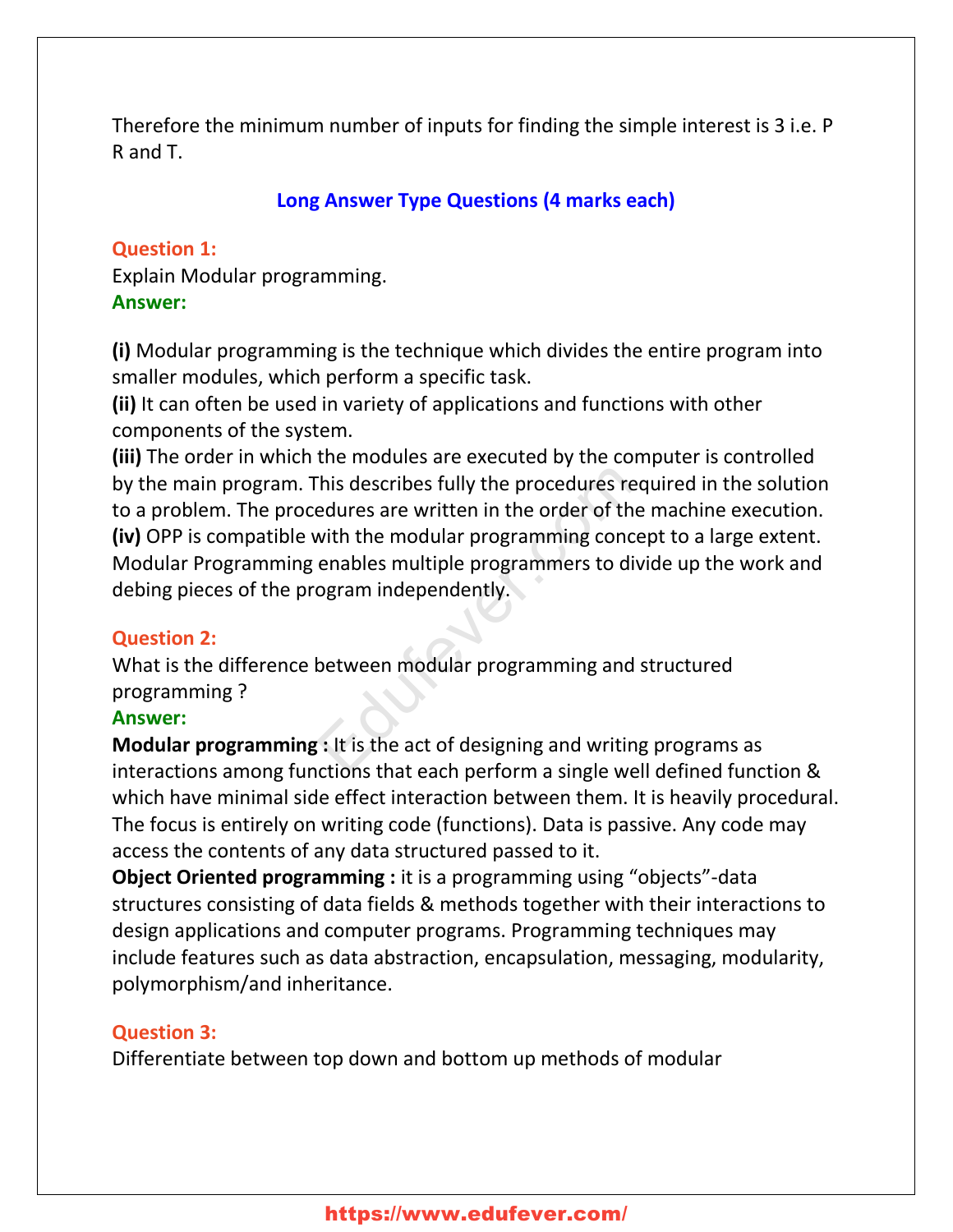Therefore the minimum number of inputs for finding the simple interest is 3 i.e. P R and T.

## Long Answer Type Questions (4 marks each)

**Question 1:**
Explain Modular programming.
**Answer:**

**(i)** Modular programming is the technique which divides the entire program into smaller modules, which perform a specific task.
**(ii)** It can often be used in variety of applications and functions with other components of the system.
**(iii)** The order in which the modules are executed by the computer is controlled by the main program. This describes fully the procedures required in the solution to a problem. The procedures are written in the order of the machine execution.
**(iv)** OPP is compatible with the modular programming concept to a large extent. Modular Programming enables multiple programmers to divide up the work and debing pieces of the program independently.

**Question 2:**
What is the difference between modular programming and structured programming ?
**Answer:**
**Modular programming :** It is the act of designing and writing programs as interactions among functions that each perform a single well defined function & which have minimal side effect interaction between them. It is heavily procedural. The focus is entirely on writing code (functions). Data is passive. Any code may access the contents of any data structured passed to it.
**Object Oriented programming :** it is a programming using "objects"-data structures consisting of data fields & methods together with their interactions to design applications and computer programs. Programming techniques may include features such as data abstraction, encapsulation, messaging, modularity, polymorphism/and inheritance.

**Question 3:**
Differentiate between top down and bottom up methods of modular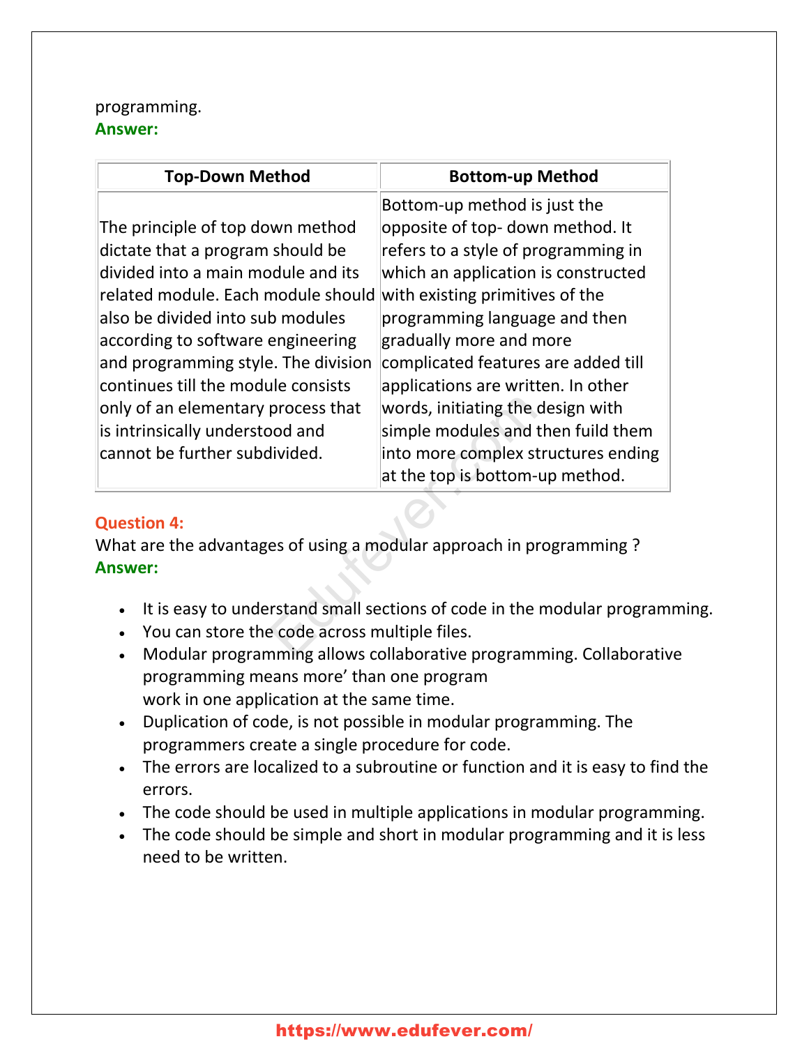programming.

**Answer:**

| Top-Down Method | Bottom-up Method |
|---|---|
| The principle of top down method dictate that a program should be divided into a main module and its related module. Each module should also be divided into sub modules according to software engineering and programming style. The division continues till the module consists only of an elementary process that is intrinsically understood and cannot be further subdivided. | Bottom-up method is just the opposite of top- down method. It refers to a style of programming in which an application is constructed with existing primitives of the programming language and then gradually more and more complicated features are added till applications are written. In other words, initiating the design with simple modules and then fuild them into more complex structures ending at the top is bottom-up method. |

**Question 4:**

What are the advantages of using a modular approach in programming ?

**Answer:**

- It is easy to understand small sections of code in the modular programming.
- You can store the code across multiple files.
- Modular programming allows collaborative programming. Collaborative programming means more' than one program work in one application at the same time.
- Duplication of code, is not possible in modular programming. The programmers create a single procedure for code.
- The errors are localized to a subroutine or function and it is easy to find the errors.
- The code should be used in multiple applications in modular programming.
- The code should be simple and short in modular programming and it is less need to be written.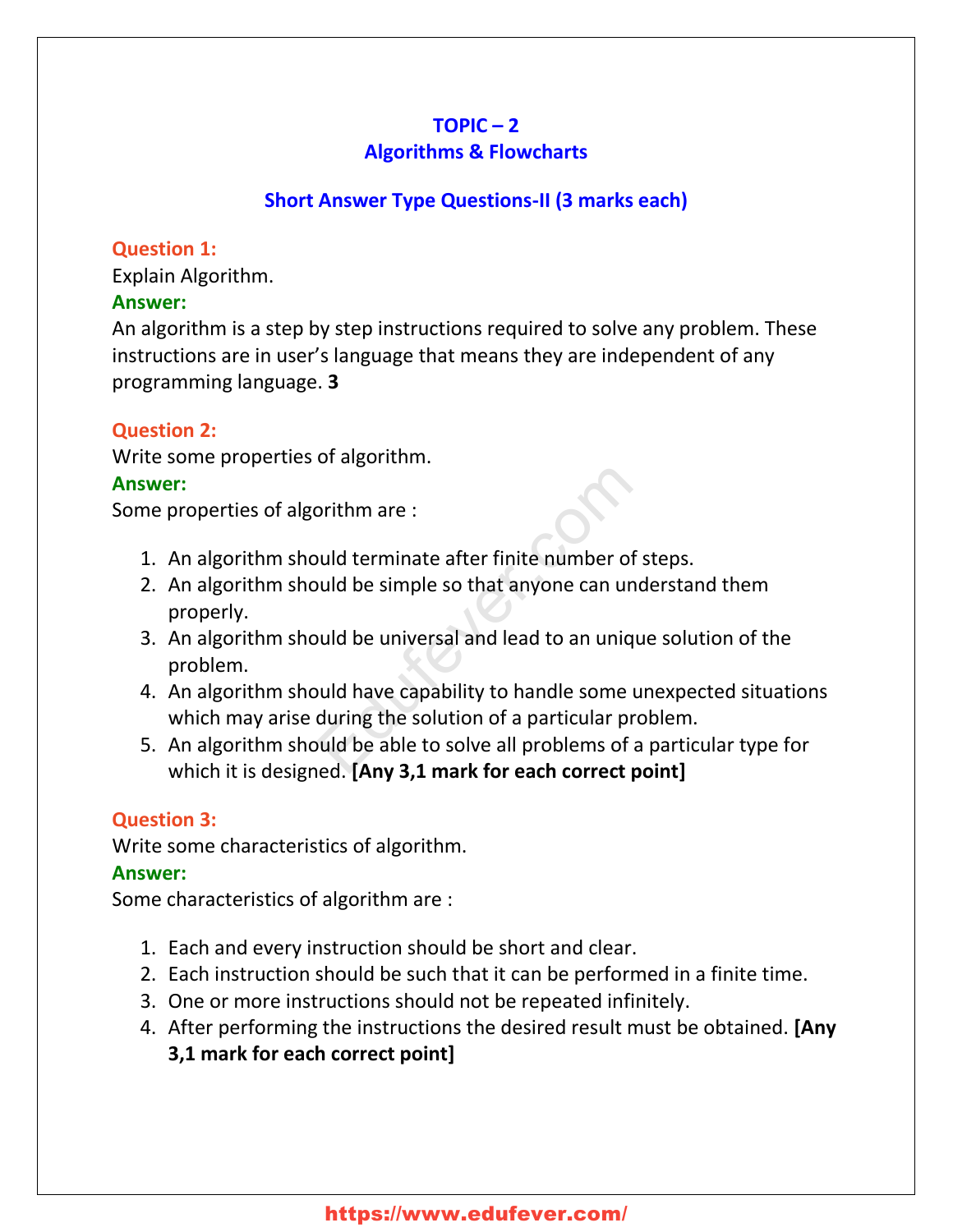## TOPIC – 2
## Algorithms & Flowcharts

### Short Answer Type Questions-II (3 marks each)

**Question 1:**
Explain Algorithm.
**Answer:**
An algorithm is a step by step instructions required to solve any problem. These instructions are in user's language that means they are independent of any programming language. **3**

**Question 2:**
Write some properties of algorithm.
**Answer:**
Some properties of algorithm are :

1. An algorithm should terminate after finite number of steps.
2. An algorithm should be simple so that anyone can understand them properly.
3. An algorithm should be universal and lead to an unique solution of the problem.
4. An algorithm should have capability to handle some unexpected situations which may arise during the solution of a particular problem.
5. An algorithm should be able to solve all problems of a particular type for which it is designed. **[Any 3,1 mark for each correct point]**

**Question 3:**
Write some characteristics of algorithm.
**Answer:**
Some characteristics of algorithm are :

1. Each and every instruction should be short and clear.
2. Each instruction should be such that it can be performed in a finite time.
3. One or more instructions should not be repeated infinitely.
4. After performing the instructions the desired result must be obtained. **[Any 3,1 mark for each correct point]**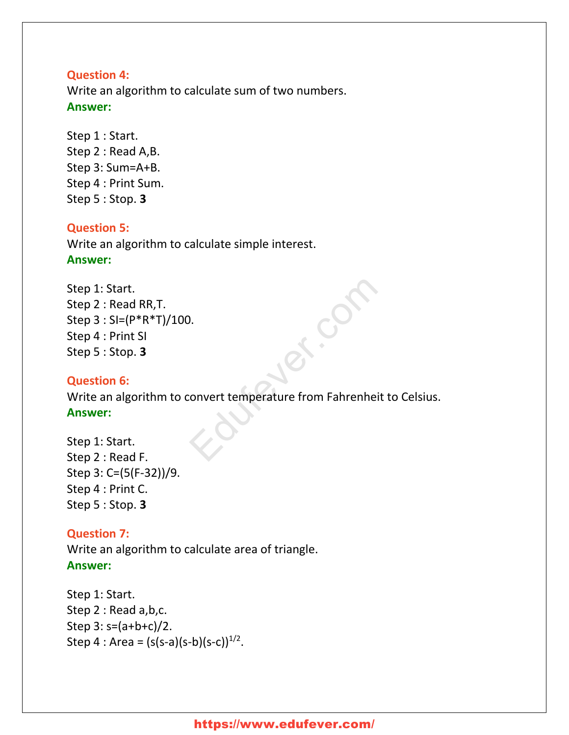**Question 4:**
Write an algorithm to calculate sum of two numbers.
**Answer:**

Step 1 : Start.
Step 2 : Read A,B.
Step 3: Sum=A+B.
Step 4 : Print Sum.
Step 5 : Stop. **3**

**Question 5:**
Write an algorithm to calculate simple interest.
**Answer:**

Step 1: Start.
Step 2 : Read RR,T.
Step 3 : SI=(P*R*T)/100.
Step 4 : Print SI
Step 5 : Stop. **3**

**Question 6:**
Write an algorithm to convert temperature from Fahrenheit to Celsius.
**Answer:**

Step 1: Start.
Step 2 : Read F.
Step 3: C=(5(F-32))/9.
Step 4 : Print C.
Step 5 : Stop. **3**

**Question 7:**
Write an algorithm to calculate area of triangle.
**Answer:**

Step 1: Start.
Step 2 : Read a,b,c.
Step 3: s=(a+b+c)/2.
Step 4 : Area = $(s(s-a)(s-b)(s-c))^{1/2}$.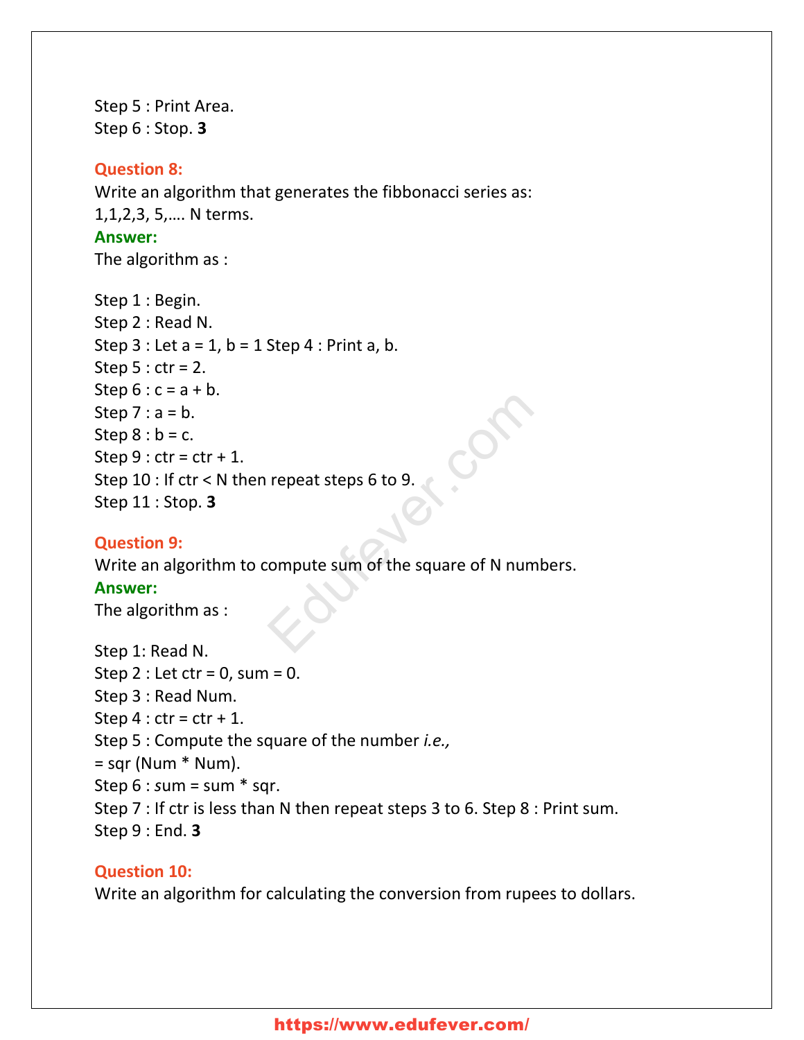Step 5 : Print Area.
Step 6 : Stop. **3**

**Question 8:**
Write an algorithm that generates the fibbonacci series as:
1,1,2,3, 5,…. N terms.
**Answer:**
The algorithm as :

Step 1 : Begin.
Step 2 : Read N.
Step 3 : Let a = 1, b = 1 Step 4 : Print a, b.
Step 5 : ctr = 2.
Step 6 : c = a + b.
Step 7 : a = b.
Step 8 : b = c.
Step 9 : ctr = ctr + 1.
Step 10 : If ctr < N then repeat steps 6 to 9.
Step 11 : Stop. **3**

**Question 9:**
Write an algorithm to compute sum of the square of N numbers.
**Answer:**
The algorithm as :

Step 1: Read N.
Step 2 : Let ctr = 0, sum = 0.
Step 3 : Read Num.
Step 4 : ctr = ctr + 1.
Step 5 : Compute the square of the number *i.e.,*
= sqr (Num * Num).
Step 6 : *s*um = sum * sqr.
Step 7 : If ctr is less than N then repeat steps 3 to 6. Step 8 : Print sum.
Step 9 : End. **3**

**Question 10:**
Write an algorithm for calculating the conversion from rupees to dollars.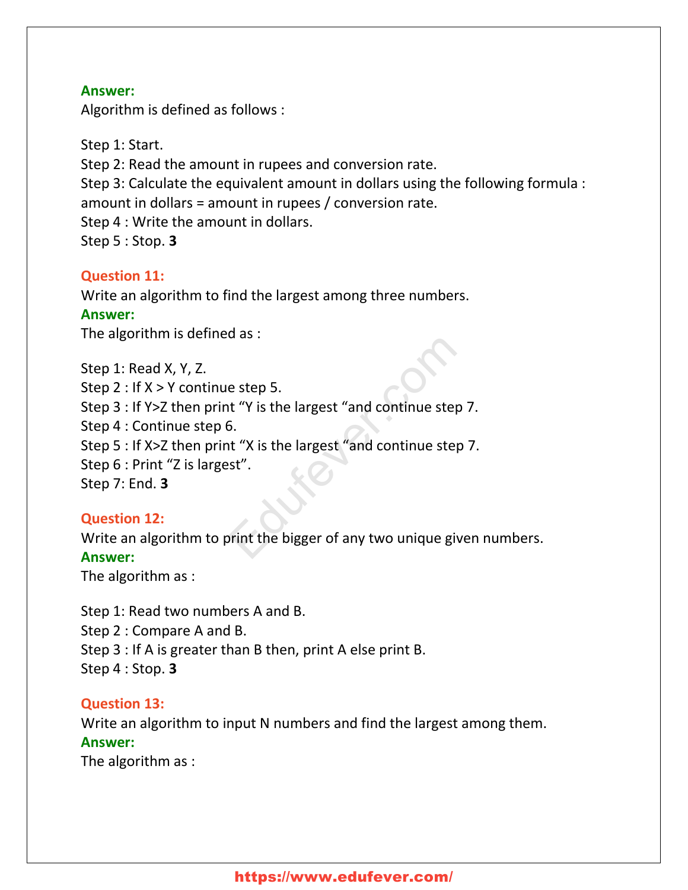**Answer:**

Algorithm is defined as follows :

Step 1: Start.
Step 2: Read the amount in rupees and conversion rate.
Step 3: Calculate the equivalent amount in dollars using the following formula :
amount in dollars = amount in rupees / conversion rate.
Step 4 : Write the amount in dollars.
Step 5 : Stop. **3**

**Question 11:**

Write an algorithm to find the largest among three numbers.

**Answer:**

The algorithm is defined as :

Step 1: Read X, Y, Z.
Step 2 : If X > Y continue step 5.
Step 3 : If Y>Z then print "Y is the largest "and continue step 7.
Step 4 : Continue step 6.
Step 5 : If X>Z then print "X is the largest "and continue step 7.
Step 6 : Print "Z is largest".
Step 7: End. **3**

**Question 12:**

Write an algorithm to print the bigger of any two unique given numbers.

**Answer:**

The algorithm as :

Step 1: Read two numbers A and B.
Step 2 : Compare A and B.
Step 3 : If A is greater than B then, print A else print B.
Step 4 : Stop. **3**

**Question 13:**

Write an algorithm to input N numbers and find the largest among them.

**Answer:**

The algorithm as :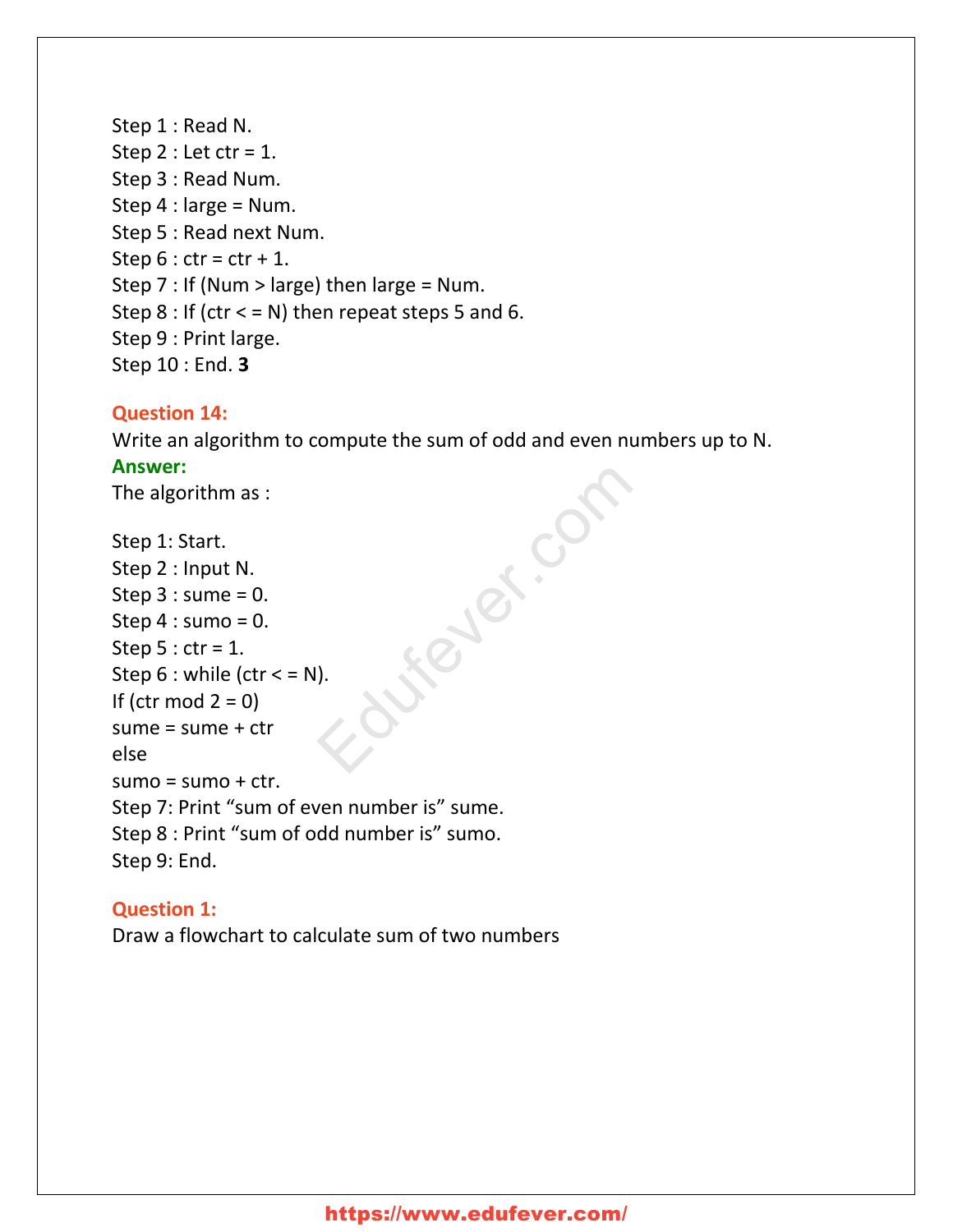Step 1 : Read N.
Step 2 : Let ctr = 1.
Step 3 : Read Num.
Step 4 : large = Num.
Step 5 : Read next Num.
Step 6 : ctr = ctr + 1.
Step 7 : If (Num > large) then large = Num.
Step 8 : If (ctr < = N) then repeat steps 5 and 6.
Step 9 : Print large.
Step 10 : End. **3**

**Question 14:**
Write an algorithm to compute the sum of odd and even numbers up to N.
**Answer:**
The algorithm as :

Step 1: Start.
Step 2 : Input N.
Step 3 : sume = 0.
Step 4 : sumo = 0.
Step 5 : ctr = 1.
Step 6 : while (ctr < = N).
If (ctr mod 2 = 0)
sume = sume + ctr
else
sumo = sumo + ctr.
Step 7: Print "sum of even number is" sume.
Step 8 : Print "sum of odd number is" sumo.
Step 9: End.

**Question 1:**
Draw a flowchart to calculate sum of two numbers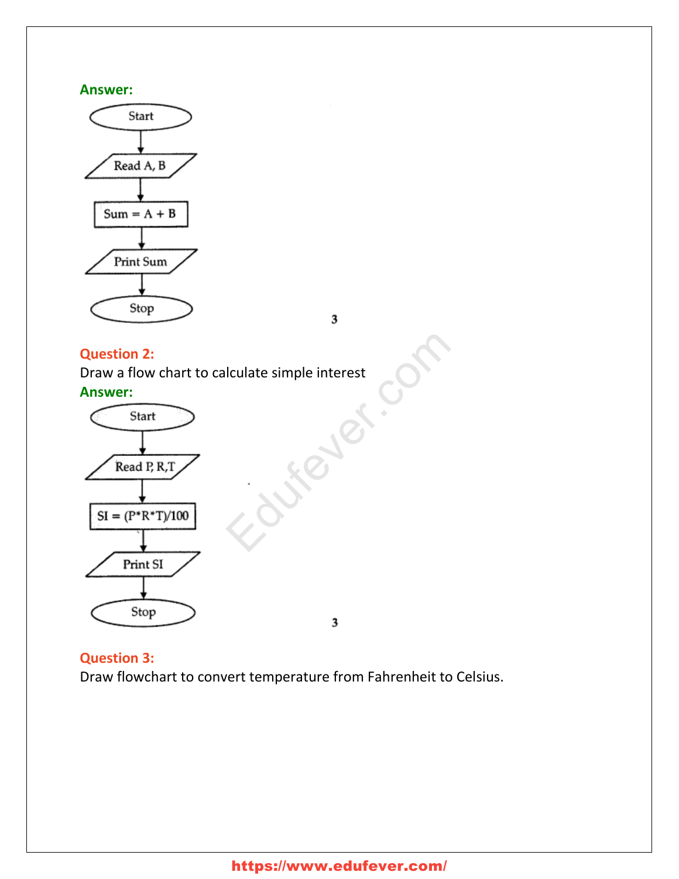**Answer:**

```
Start
  ↓
Read A, B
  ↓
Sum = A + B
  ↓
Print Sum
  ↓
Stop
```

3

**Question 2:**

Draw a flow chart to calculate simple interest

**Answer:**

```
Start
  ↓
Read P, R,T
  ↓
SI = (P*R*T)/100
  ↓
Print SI
  ↓
Stop
```

3

**Question 3:**

Draw flowchart to convert temperature from Fahrenheit to Celsius.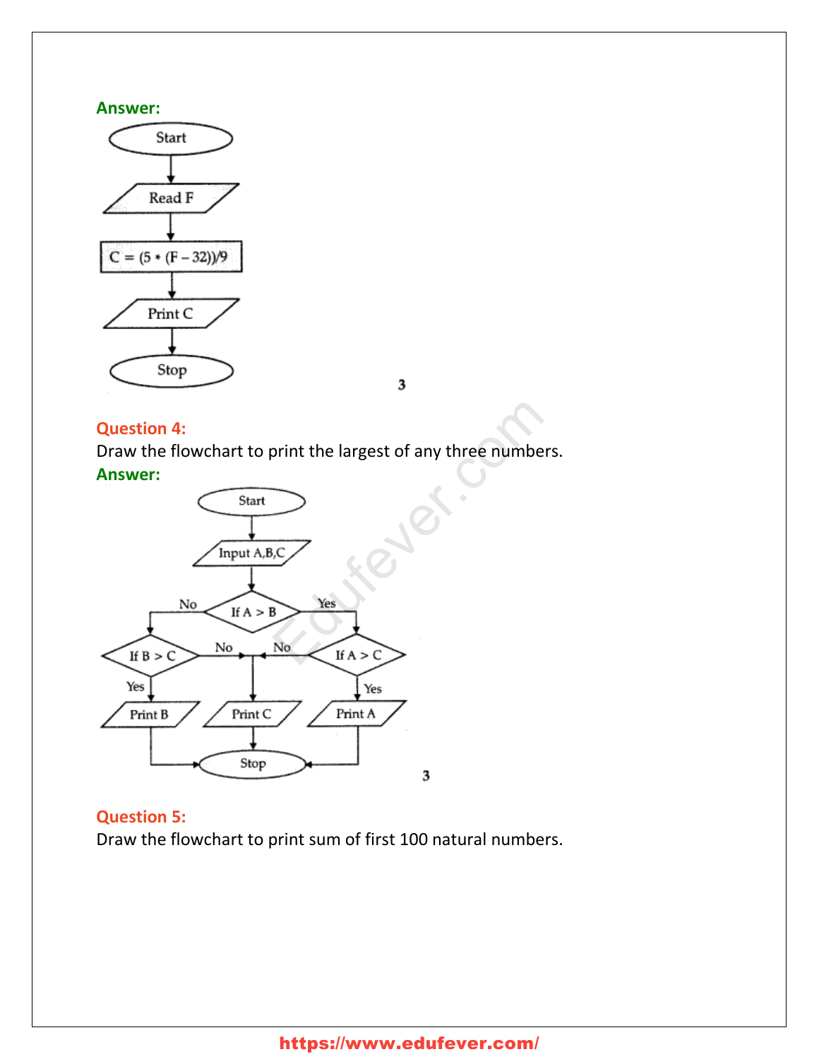**Answer:**

Start

Read F

C = (5 * (F – 32))/9

Print C

Stop

3

**Question 4:**
Draw the flowchart to print the largest of any three numbers.

**Answer:**

Start

Input A,B,C

If A > B — Yes: If A > C; No: If B > C

If B > C — Yes: Print B; No: Print C

If A > C — Yes: Print A; No: Print C

Print B, Print C, Print A → Stop

3

**Question 5:**
Draw the flowchart to print sum of first 100 natural numbers.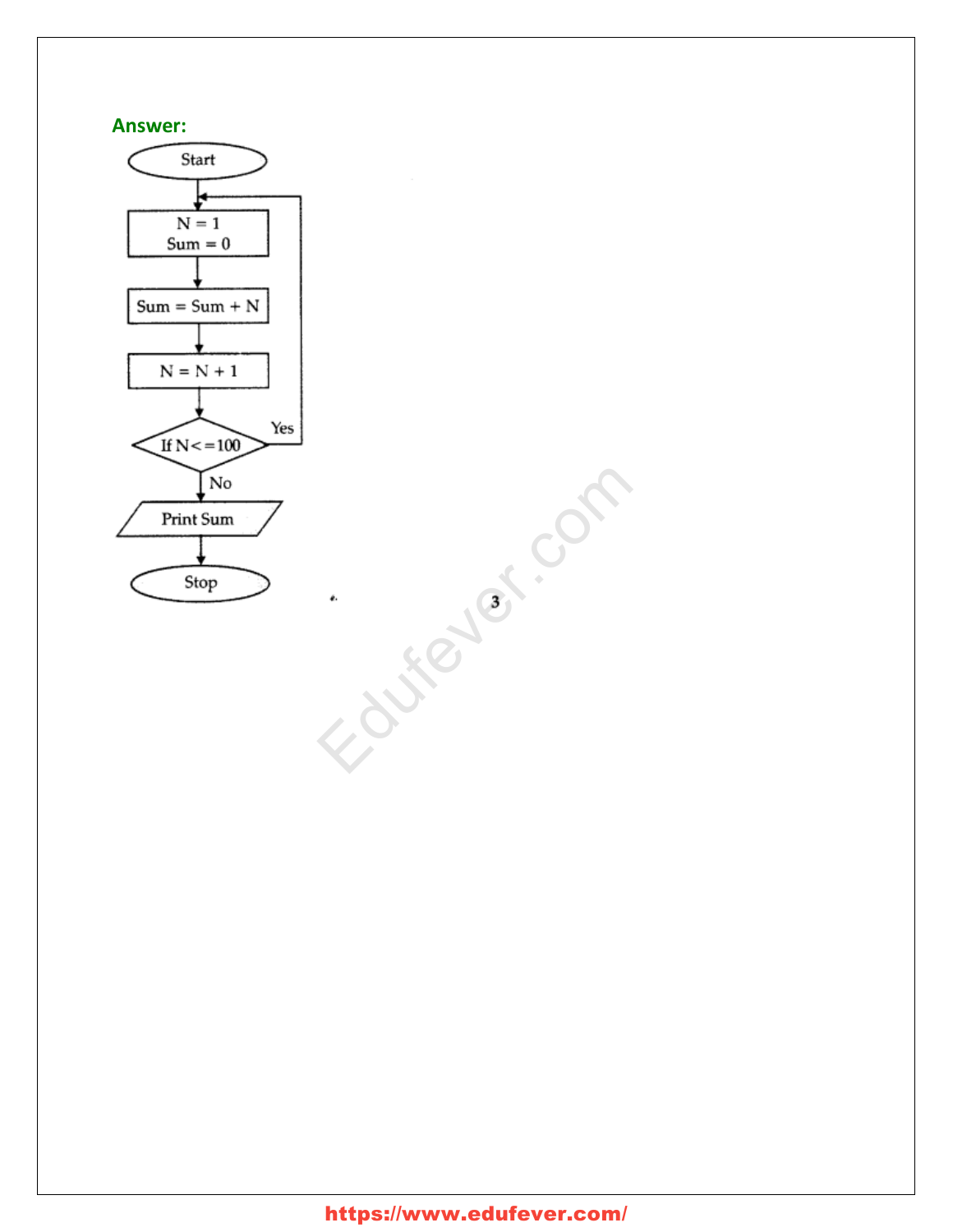**Answer:**

Start

N = 1
Sum = 0

Sum = Sum + N

N = N + 1

If N<=100

Yes

No

Print Sum

Stop